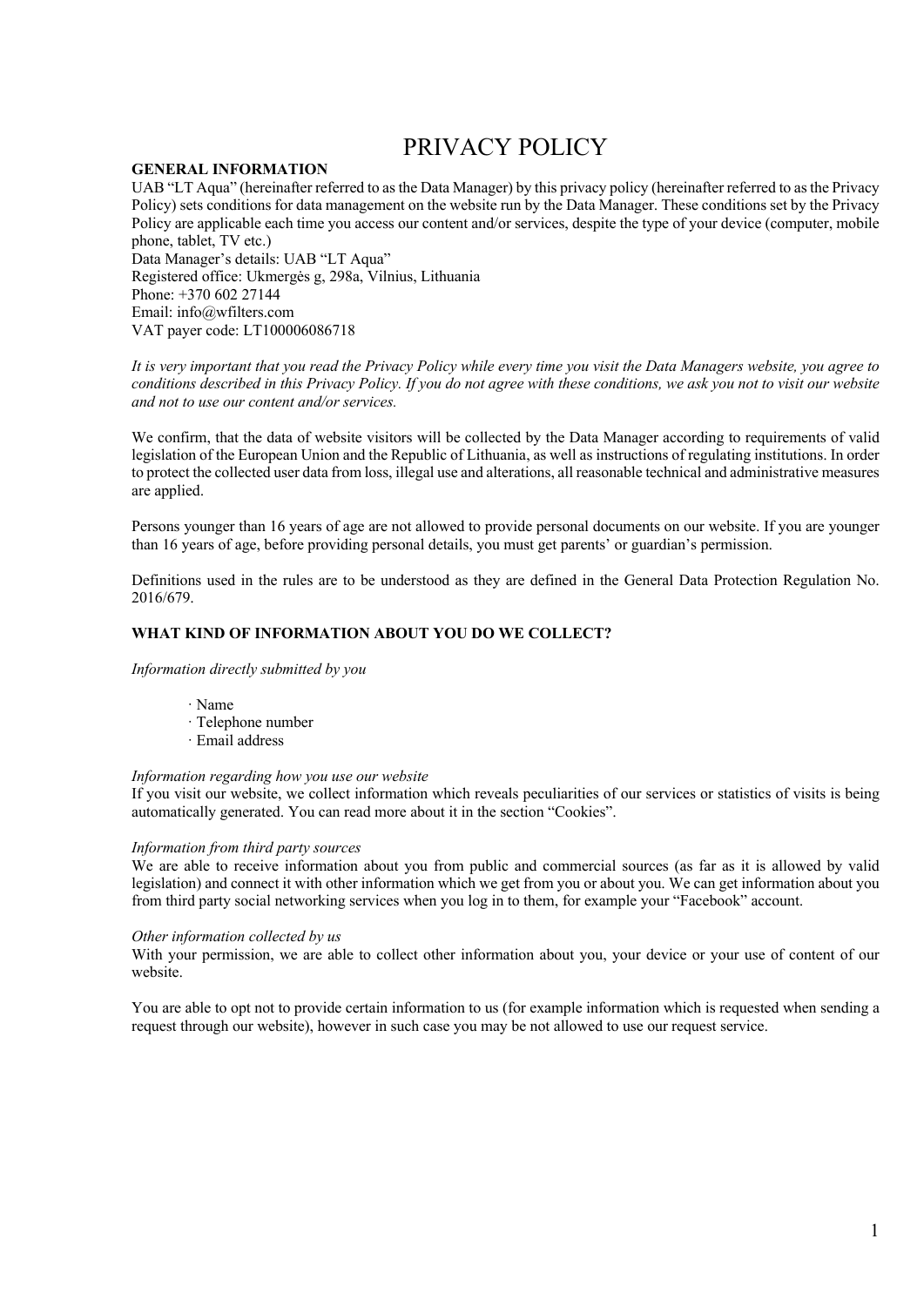# PRIVACY POLICY

## GENERAL INFORMATION

UAB "LT Aqua" (hereinafter referred to as the Data Manager) by this privacy policy (hereinafter referred to as the Privacy Policy) sets conditions for data management on the website run by the Data Manager. These conditions set by the Privacy Policy are applicable each time you access our content and/or services, despite the type of your device (computer, mobile phone, tablet, TV etc.)

Data Manager's details: UAB "LT Aqua"
Registered office: Ukmergės g, 298a, Vilnius, Lithuania
Phone: +370 602 27144
Email: info@wfilters.com
VAT payer code: LT100006086718

*It is very important that you read the Privacy Policy while every time you visit the Data Managers website, you agree to conditions described in this Privacy Policy. If you do not agree with these conditions, we ask you not to visit our website and not to use our content and/or services.*

We confirm, that the data of website visitors will be collected by the Data Manager according to requirements of valid legislation of the European Union and the Republic of Lithuania, as well as instructions of regulating institutions. In order to protect the collected user data from loss, illegal use and alterations, all reasonable technical and administrative measures are applied.

Persons younger than 16 years of age are not allowed to provide personal documents on our website. If you are younger than 16 years of age, before providing personal details, you must get parents' or guardian's permission.

Definitions used in the rules are to be understood as they are defined in the General Data Protection Regulation No. 2016/679.

## WHAT KIND OF INFORMATION ABOUT YOU DO WE COLLECT?

*Information directly submitted by you*

- Name
- Telephone number
- Email address

*Information regarding how you use our website*

If you visit our website, we collect information which reveals peculiarities of our services or statistics of visits is being automatically generated. You can read more about it in the section "Cookies".

*Information from third party sources*

We are able to receive information about you from public and commercial sources (as far as it is allowed by valid legislation) and connect it with other information which we get from you or about you. We can get information about you from third party social networking services when you log in to them, for example your "Facebook" account.

*Other information collected by us*

With your permission, we are able to collect other information about you, your device or your use of content of our website.

You are able to opt not to provide certain information to us (for example information which is requested when sending a request through our website), however in such case you may be not allowed to use our request service.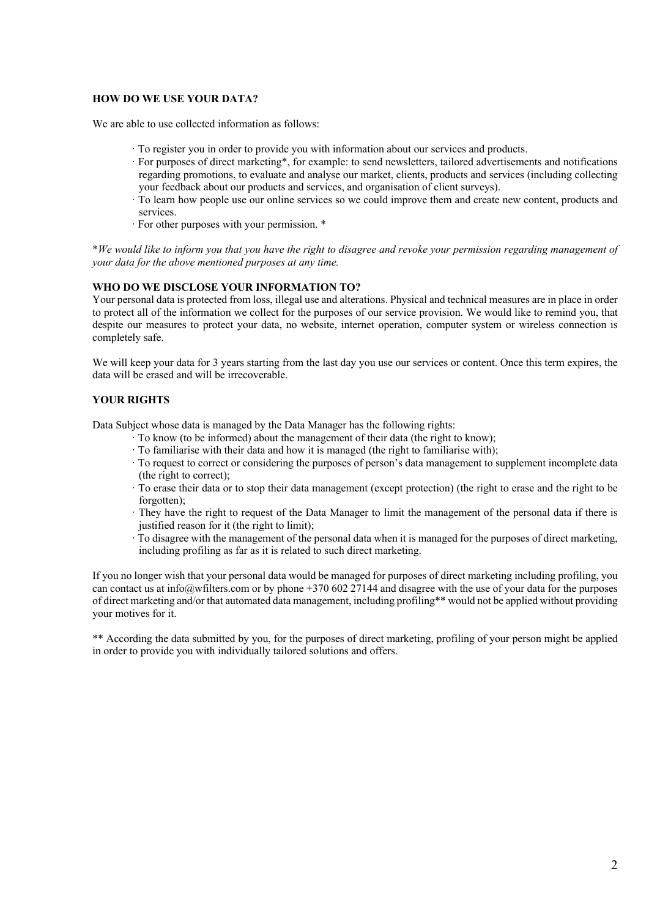**HOW DO WE USE YOUR DATA?**

We are able to use collected information as follows:

- To register you in order to provide you with information about our services and products.
- For purposes of direct marketing*, for example: to send newsletters, tailored advertisements and notifications regarding promotions, to evaluate and analyse our market, clients, products and services (including collecting your feedback about our products and services, and organisation of client surveys).
- To learn how people use our online services so we could improve them and create new content, products and services.
- For other purposes with your permission. *

**We would like to inform you that you have the right to disagree and revoke your permission regarding management of your data for the above mentioned purposes at any time.*

**WHO DO WE DISCLOSE YOUR INFORMATION TO?**

Your personal data is protected from loss, illegal use and alterations. Physical and technical measures are in place in order to protect all of the information we collect for the purposes of our service provision. We would like to remind you, that despite our measures to protect your data, no website, internet operation, computer system or wireless connection is completely safe.

We will keep your data for 3 years starting from the last day you use our services or content. Once this term expires, the data will be erased and will be irrecoverable.

**YOUR RIGHTS**

Data Subject whose data is managed by the Data Manager has the following rights:

- To know (to be informed) about the management of their data (the right to know);
- To familiarise with their data and how it is managed (the right to familiarise with);
- To request to correct or considering the purposes of person's data management to supplement incomplete data (the right to correct);
- To erase their data or to stop their data management (except protection) (the right to erase and the right to be forgotten);
- They have the right to request of the Data Manager to limit the management of the personal data if there is justified reason for it (the right to limit);
- To disagree with the management of the personal data when it is managed for the purposes of direct marketing, including profiling as far as it is related to such direct marketing.

If you no longer wish that your personal data would be managed for purposes of direct marketing including profiling, you can contact us at info@wfilters.com or by phone +370 602 27144 and disagree with the use of your data for the purposes of direct marketing and/or that automated data management, including profiling** would not be applied without providing your motives for it.

** According the data submitted by you, for the purposes of direct marketing, profiling of your person might be applied in order to provide you with individually tailored solutions and offers.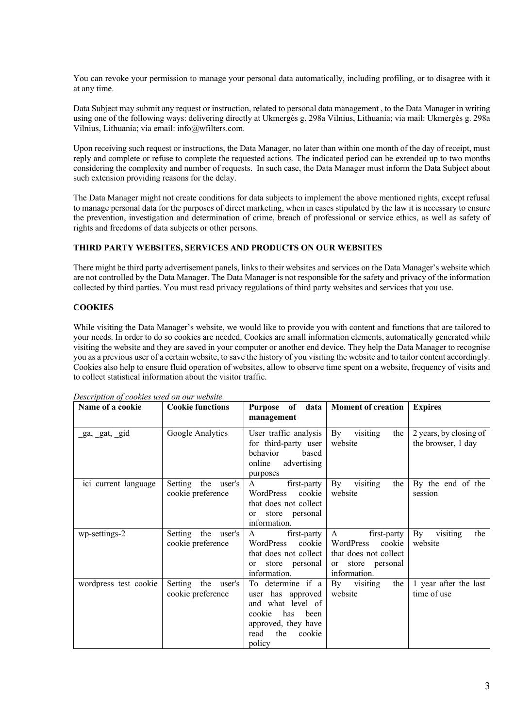You can revoke your permission to manage your personal data automatically, including profiling, or to disagree with it at any time.

Data Subject may submit any request or instruction, related to personal data management , to the Data Manager in writing using one of the following ways: delivering directly at Ukmergės g. 298a Vilnius, Lithuania; via mail: Ukmergės g. 298a Vilnius, Lithuania; via email: info@wfilters.com.

Upon receiving such request or instructions, the Data Manager, no later than within one month of the day of receipt, must reply and complete or refuse to complete the requested actions. The indicated period can be extended up to two months considering the complexity and number of requests. In such case, the Data Manager must inform the Data Subject about such extension providing reasons for the delay.

The Data Manager might not create conditions for data subjects to implement the above mentioned rights, except refusal to manage personal data for the purposes of direct marketing, when in cases stipulated by the law it is necessary to ensure the prevention, investigation and determination of crime, breach of professional or service ethics, as well as safety of rights and freedoms of data subjects or other persons.

**THIRD PARTY WEBSITES, SERVICES AND PRODUCTS ON OUR WEBSITES**

There might be third party advertisement panels, links to their websites and services on the Data Manager's website which are not controlled by the Data Manager. The Data Manager is not responsible for the safety and privacy of the information collected by third parties. You must read privacy regulations of third party websites and services that you use.

**COOKIES**

While visiting the Data Manager's website, we would like to provide you with content and functions that are tailored to your needs. In order to do so cookies are needed. Cookies are small information elements, automatically generated while visiting the website and they are saved in your computer or another end device. They help the Data Manager to recognise you as a previous user of a certain website, to save the history of you visiting the website and to tailor content accordingly. Cookies also help to ensure fluid operation of websites, allow to observe time spent on a website, frequency of visits and to collect statistical information about the visitor traffic.

*Description of cookies used on our website*

| Name of a cookie | Cookie functions | Purpose of data management | Moment of creation | Expires |
|---|---|---|---|---|
| _ga, _gat, _gid | Google Analytics | User traffic analysis for third-party user behavior based online advertising purposes | By visiting the website | 2 years, by closing of the browser, 1 day |
| _icl_current_language | Setting the user's cookie preference | A first-party WordPress cookie that does not collect or store personal information. | By visiting the website | By the end of the session |
| wp-settings-2 | Setting the user's cookie preference | A first-party WordPress cookie that does not collect or store personal information. | A first-party WordPress cookie that does not collect or store personal information. | By visiting the website |
| wordpress_test_cookie | Setting the user's cookie preference | To determine if a user has approved and what level of cookie has been approved, they have read the cookie policy | By visiting the website | 1 year after the last time of use |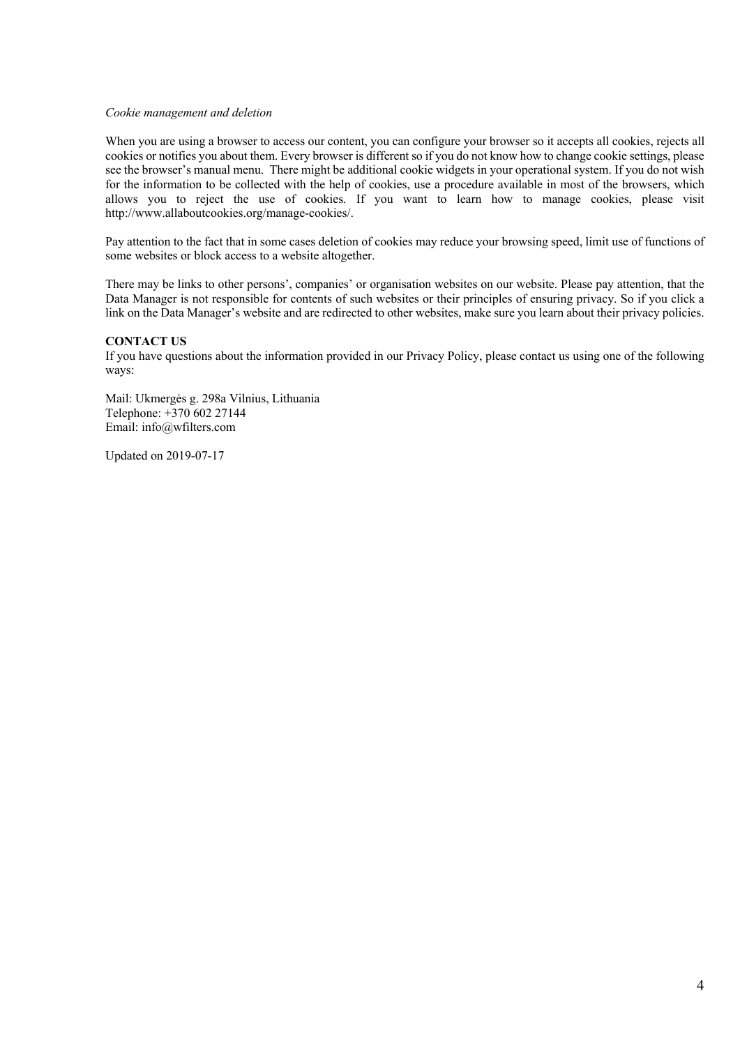*Cookie management and deletion*

When you are using a browser to access our content, you can configure your browser so it accepts all cookies, rejects all cookies or notifies you about them. Every browser is different so if you do not know how to change cookie settings, please see the browser's manual menu. There might be additional cookie widgets in your operational system. If you do not wish for the information to be collected with the help of cookies, use a procedure available in most of the browsers, which allows you to reject the use of cookies. If you want to learn how to manage cookies, please visit http://www.allaboutcookies.org/manage-cookies/.

Pay attention to the fact that in some cases deletion of cookies may reduce your browsing speed, limit use of functions of some websites or block access to a website altogether.

There may be links to other persons', companies' or organisation websites on our website. Please pay attention, that the Data Manager is not responsible for contents of such websites or their principles of ensuring privacy. So if you click a link on the Data Manager's website and are redirected to other websites, make sure you learn about their privacy policies.

**CONTACT US**

If you have questions about the information provided in our Privacy Policy, please contact us using one of the following ways:

Mail: Ukmergės g. 298a Vilnius, Lithuania
Telephone: +370 602 27144
Email: info@wfilters.com

Updated on 2019-07-17